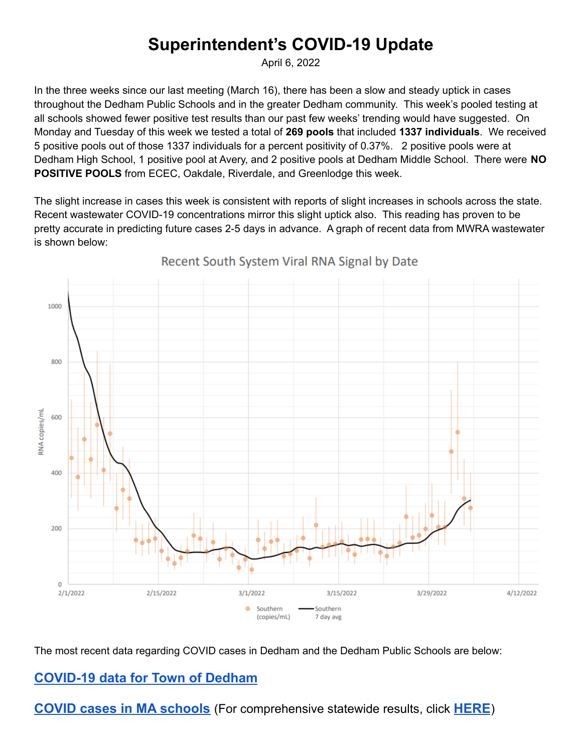# Superintendent's COVID-19 Update

April 6, 2022

In the three weeks since our last meeting (March 16), there has been a slow and steady uptick in cases throughout the Dedham Public Schools and in the greater Dedham community. This week's pooled testing at all schools showed fewer positive test results than our past few weeks' trending would have suggested. On Monday and Tuesday of this week we tested a total of **269 pools** that included **1337 individuals**. We received 5 positive pools out of those 1337 individuals for a percent positivity of 0.37%. 2 positive pools were at Dedham High School, 1 positive pool at Avery, and 2 positive pools at Dedham Middle School. There were **NO POSITIVE POOLS** from ECEC, Oakdale, Riverdale, and Greenlodge this week.

The slight increase in cases this week is consistent with reports of slight increases in schools across the state. Recent wastewater COVID-19 concentrations mirror this slight uptick also. This reading has proven to be pretty accurate in predicting future cases 2-5 days in advance. A graph of recent data from MWRA wastewater is shown below:

Recent South System Viral RNA Signal by Date

The most recent data regarding COVID cases in Dedham and the Dedham Public Schools are below:

**COVID-19 data for Town of Dedham**

**COVID cases in MA schools** (For comprehensive statewide results, click **HERE**)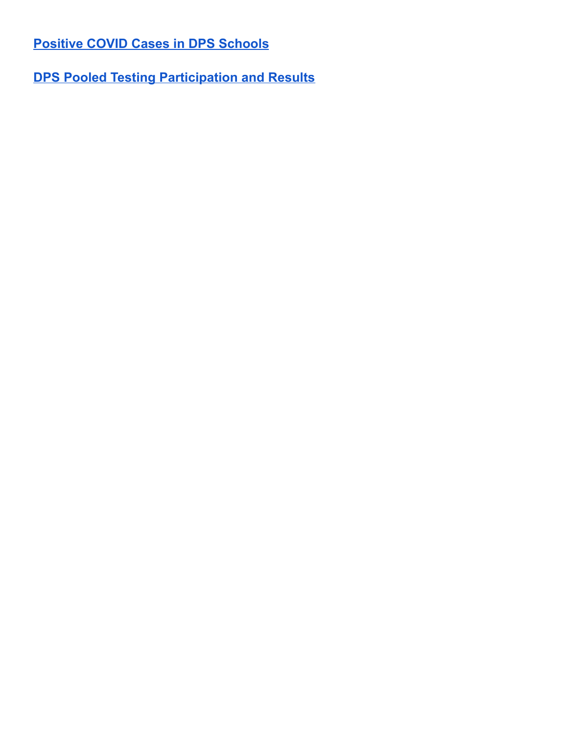**Positive COVID Cases in DPS Schools**

**DPS Pooled Testing Participation and Results**